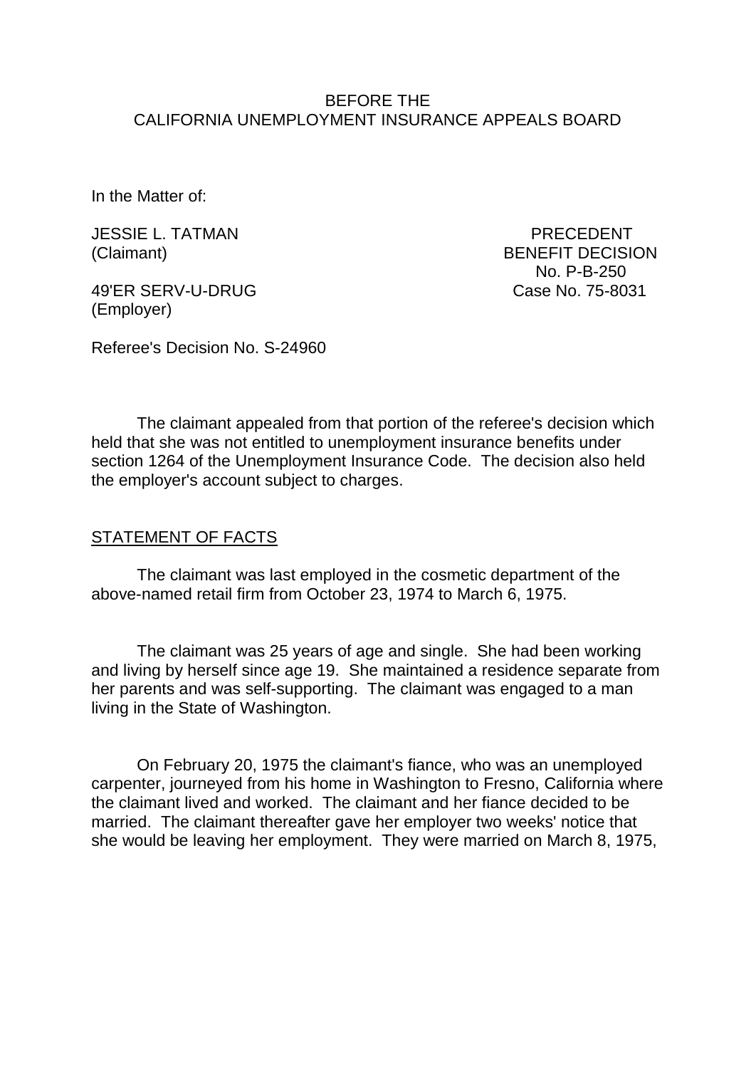BEFORE THE
CALIFORNIA UNEMPLOYMENT INSURANCE APPEALS BOARD

In the Matter of:

JESSIE L. TATMAN
(Claimant)

PRECEDENT
BENEFIT DECISION
No. P-B-250
Case No. 75-8031

49'ER SERV-U-DRUG
(Employer)

Referee's Decision No. S-24960

The claimant appealed from that portion of the referee's decision which held that she was not entitled to unemployment insurance benefits under section 1264 of the Unemployment Insurance Code. The decision also held the employer's account subject to charges.

## STATEMENT OF FACTS

The claimant was last employed in the cosmetic department of the above-named retail firm from October 23, 1974 to March 6, 1975.

The claimant was 25 years of age and single. She had been working and living by herself since age 19. She maintained a residence separate from her parents and was self-supporting. The claimant was engaged to a man living in the State of Washington.

On February 20, 1975 the claimant's fiance, who was an unemployed carpenter, journeyed from his home in Washington to Fresno, California where the claimant lived and worked. The claimant and her fiance decided to be married. The claimant thereafter gave her employer two weeks' notice that she would be leaving her employment. They were married on March 8, 1975,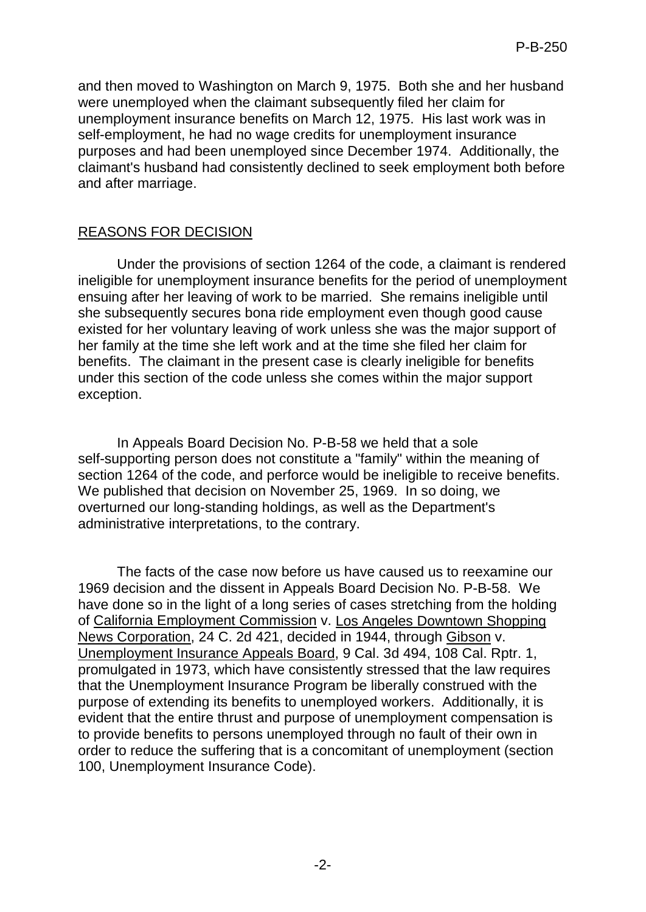and then moved to Washington on March 9, 1975. Both she and her husband were unemployed when the claimant subsequently filed her claim for unemployment insurance benefits on March 12, 1975. His last work was in self-employment, he had no wage credits for unemployment insurance purposes and had been unemployed since December 1974. Additionally, the claimant's husband had consistently declined to seek employment both before and after marriage.

## REASONS FOR DECISION

Under the provisions of section 1264 of the code, a claimant is rendered ineligible for unemployment insurance benefits for the period of unemployment ensuing after her leaving of work to be married. She remains ineligible until she subsequently secures bona ride employment even though good cause existed for her voluntary leaving of work unless she was the major support of her family at the time she left work and at the time she filed her claim for benefits. The claimant in the present case is clearly ineligible for benefits under this section of the code unless she comes within the major support exception.

In Appeals Board Decision No. P-B-58 we held that a sole self-supporting person does not constitute a "family" within the meaning of section 1264 of the code, and perforce would be ineligible to receive benefits. We published that decision on November 25, 1969. In so doing, we overturned our long-standing holdings, as well as the Department's administrative interpretations, to the contrary.

The facts of the case now before us have caused us to reexamine our 1969 decision and the dissent in Appeals Board Decision No. P-B-58. We have done so in the light of a long series of cases stretching from the holding of California Employment Commission v. Los Angeles Downtown Shopping News Corporation, 24 C. 2d 421, decided in 1944, through Gibson v. Unemployment Insurance Appeals Board, 9 Cal. 3d 494, 108 Cal. Rptr. 1, promulgated in 1973, which have consistently stressed that the law requires that the Unemployment Insurance Program be liberally construed with the purpose of extending its benefits to unemployed workers. Additionally, it is evident that the entire thrust and purpose of unemployment compensation is to provide benefits to persons unemployed through no fault of their own in order to reduce the suffering that is a concomitant of unemployment (section 100, Unemployment Insurance Code).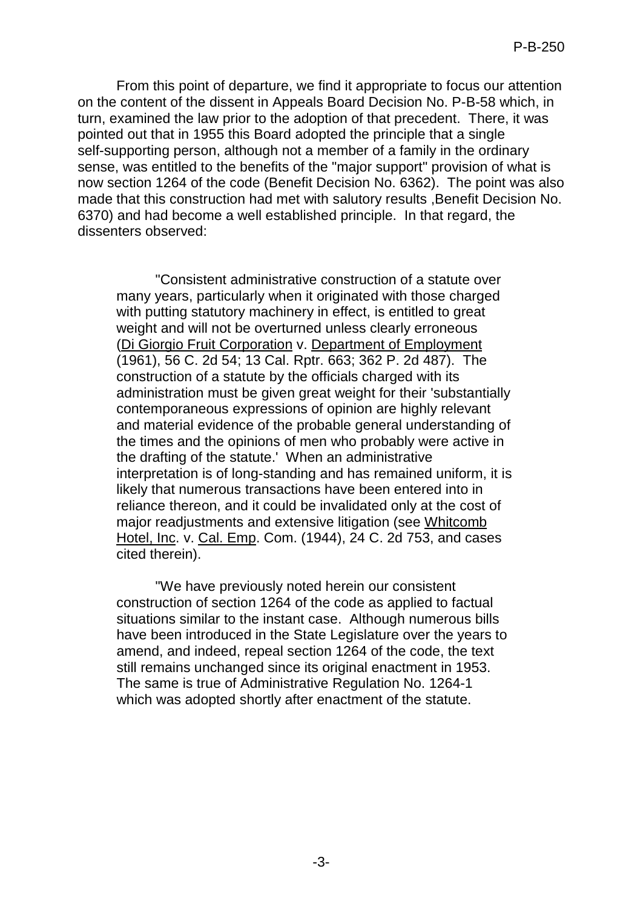From this point of departure, we find it appropriate to focus our attention on the content of the dissent in Appeals Board Decision No. P-B-58 which, in turn, examined the law prior to the adoption of that precedent. There, it was pointed out that in 1955 this Board adopted the principle that a single self-supporting person, although not a member of a family in the ordinary sense, was entitled to the benefits of the "major support" provision of what is now section 1264 of the code (Benefit Decision No. 6362). The point was also made that this construction had met with salutory results ,Benefit Decision No. 6370) and had become a well established principle. In that regard, the dissenters observed:

> "Consistent administrative construction of a statute over many years, particularly when it originated with those charged with putting statutory machinery in effect, is entitled to great weight and will not be overturned unless clearly erroneous (Di Giorgio Fruit Corporation v. Department of Employment (1961), 56 C. 2d 54; 13 Cal. Rptr. 663; 362 P. 2d 487). The construction of a statute by the officials charged with its administration must be given great weight for their 'substantially contemporaneous expressions of opinion are highly relevant and material evidence of the probable general understanding of the times and the opinions of men who probably were active in the drafting of the statute.' When an administrative interpretation is of long-standing and has remained uniform, it is likely that numerous transactions have been entered into in reliance thereon, and it could be invalidated only at the cost of major readjustments and extensive litigation (see Whitcomb Hotel, Inc. v. Cal. Emp. Com. (1944), 24 C. 2d 753, and cases cited therein).
>
> "We have previously noted herein our consistent construction of section 1264 of the code as applied to factual situations similar to the instant case. Although numerous bills have been introduced in the State Legislature over the years to amend, and indeed, repeal section 1264 of the code, the text still remains unchanged since its original enactment in 1953. The same is true of Administrative Regulation No. 1264-1 which was adopted shortly after enactment of the statute.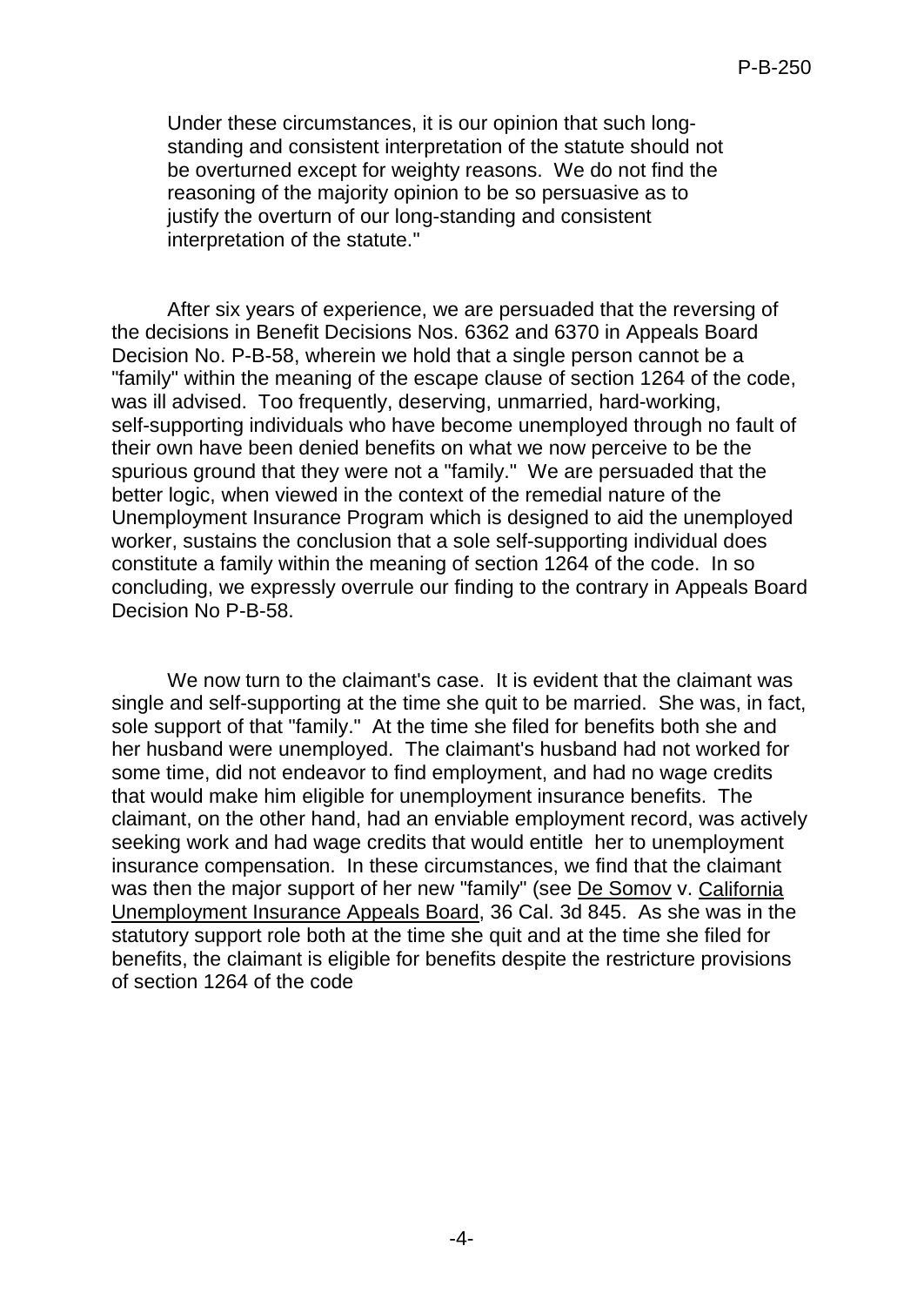> Under these circumstances, it is our opinion that such long-standing and consistent interpretation of the statute should not be overturned except for weighty reasons. We do not find the reasoning of the majority opinion to be so persuasive as to justify the overturn of our long-standing and consistent interpretation of the statute."

After six years of experience, we are persuaded that the reversing of the decisions in Benefit Decisions Nos. 6362 and 6370 in Appeals Board Decision No. P-B-58, wherein we hold that a single person cannot be a "family" within the meaning of the escape clause of section 1264 of the code, was ill advised. Too frequently, deserving, unmarried, hard-working, self-supporting individuals who have become unemployed through no fault of their own have been denied benefits on what we now perceive to be the spurious ground that they were not a "family." We are persuaded that the better logic, when viewed in the context of the remedial nature of the Unemployment Insurance Program which is designed to aid the unemployed worker, sustains the conclusion that a sole self-supporting individual does constitute a family within the meaning of section 1264 of the code. In so concluding, we expressly overrule our finding to the contrary in Appeals Board Decision No P-B-58.

We now turn to the claimant's case. It is evident that the claimant was single and self-supporting at the time she quit to be married. She was, in fact, sole support of that "family." At the time she filed for benefits both she and her husband were unemployed. The claimant's husband had not worked for some time, did not endeavor to find employment, and had no wage credits that would make him eligible for unemployment insurance benefits. The claimant, on the other hand, had an enviable employment record, was actively seeking work and had wage credits that would entitle her to unemployment insurance compensation. In these circumstances, we find that the claimant was then the major support of her new "family" (see De Somov v. California Unemployment Insurance Appeals Board, 36 Cal. 3d 845. As she was in the statutory support role both at the time she quit and at the time she filed for benefits, the claimant is eligible for benefits despite the restricture provisions of section 1264 of the code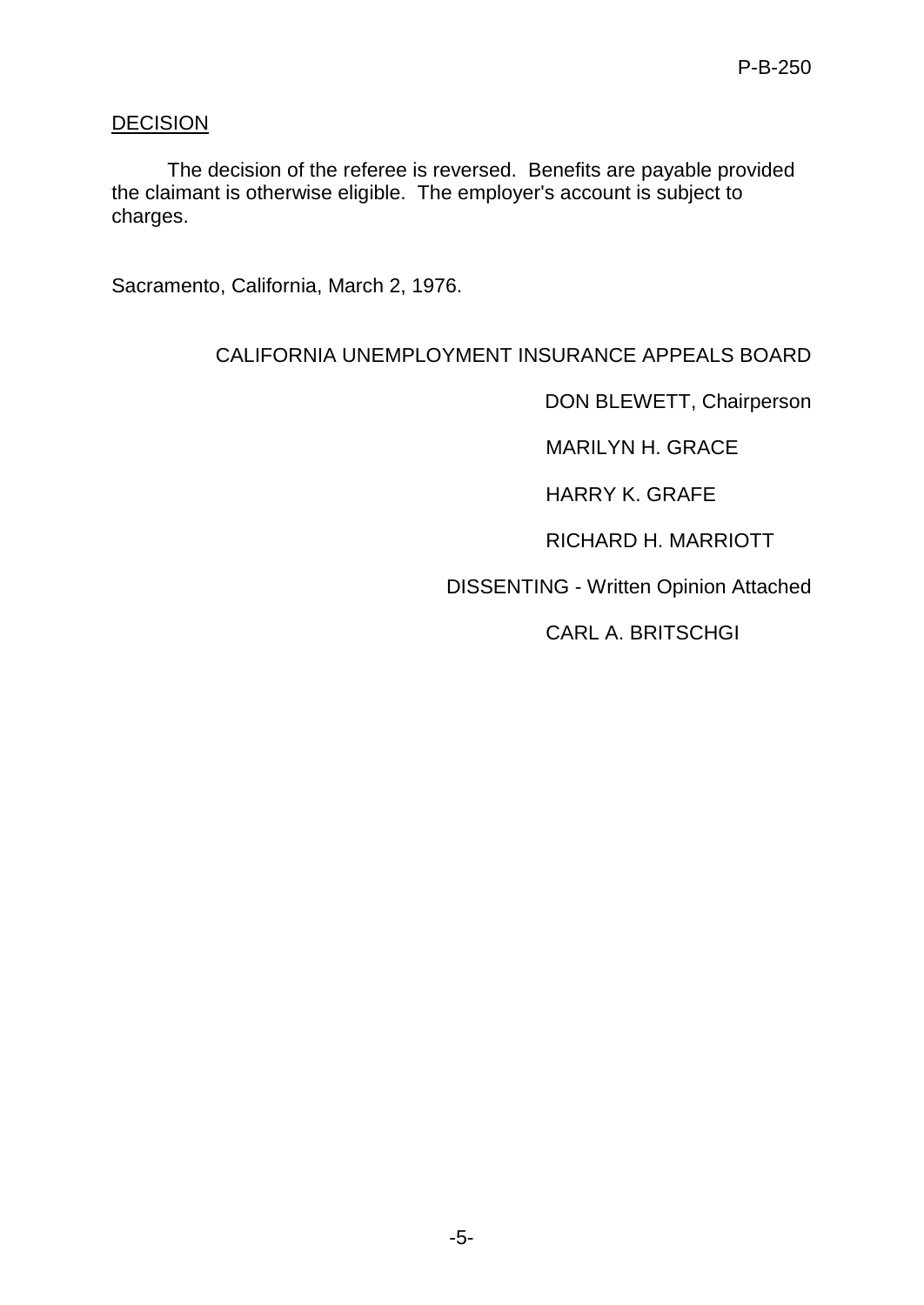DECISION

The decision of the referee is reversed. Benefits are payable provided the claimant is otherwise eligible. The employer's account is subject to charges.

Sacramento, California, March 2, 1976.

CALIFORNIA UNEMPLOYMENT INSURANCE APPEALS BOARD

DON BLEWETT, Chairperson

MARILYN H. GRACE

HARRY K. GRAFE

RICHARD H. MARRIOTT

DISSENTING - Written Opinion Attached

CARL A. BRITSCHGI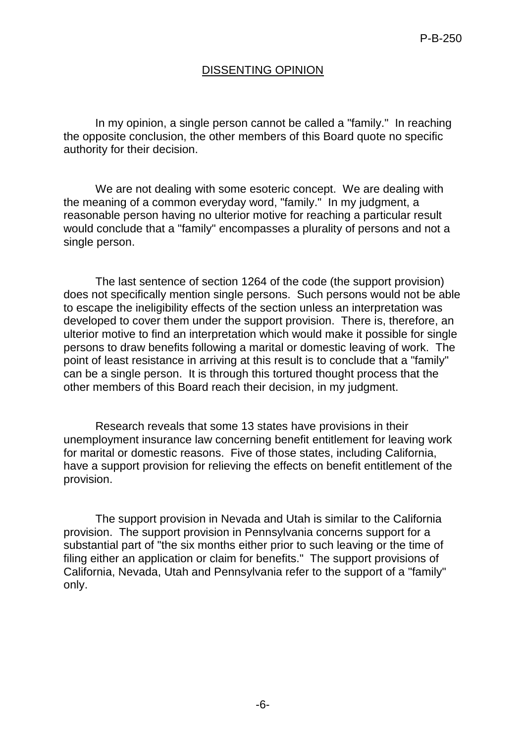## DISSENTING OPINION

In my opinion, a single person cannot be called a "family." In reaching the opposite conclusion, the other members of this Board quote no specific authority for their decision.

We are not dealing with some esoteric concept. We are dealing with the meaning of a common everyday word, "family." In my judgment, a reasonable person having no ulterior motive for reaching a particular result would conclude that a "family" encompasses a plurality of persons and not a single person.

The last sentence of section 1264 of the code (the support provision) does not specifically mention single persons. Such persons would not be able to escape the ineligibility effects of the section unless an interpretation was developed to cover them under the support provision. There is, therefore, an ulterior motive to find an interpretation which would make it possible for single persons to draw benefits following a marital or domestic leaving of work. The point of least resistance in arriving at this result is to conclude that a "family" can be a single person. It is through this tortured thought process that the other members of this Board reach their decision, in my judgment.

Research reveals that some 13 states have provisions in their unemployment insurance law concerning benefit entitlement for leaving work for marital or domestic reasons. Five of those states, including California, have a support provision for relieving the effects on benefit entitlement of the provision.

The support provision in Nevada and Utah is similar to the California provision. The support provision in Pennsylvania concerns support for a substantial part of "the six months either prior to such leaving or the time of filing either an application or claim for benefits." The support provisions of California, Nevada, Utah and Pennsylvania refer to the support of a "family" only.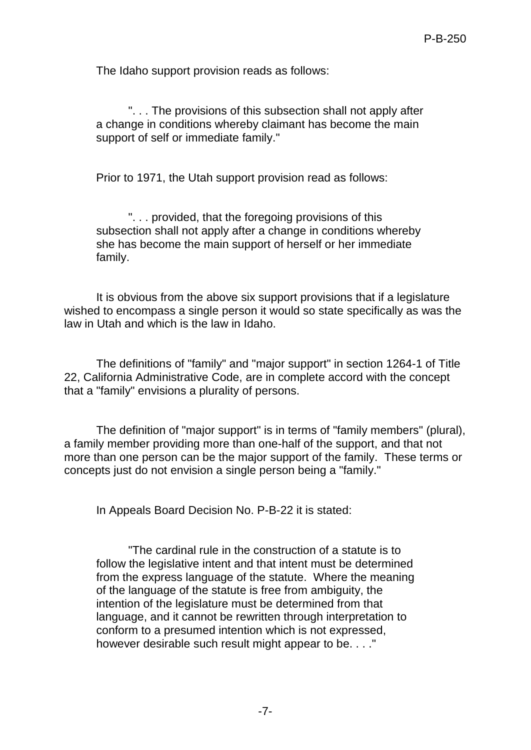The Idaho support provision reads as follows:

> ". . . The provisions of this subsection shall not apply after a change in conditions whereby claimant has become the main support of self or immediate family."

Prior to 1971, the Utah support provision read as follows:

> ". . . provided, that the foregoing provisions of this subsection shall not apply after a change in conditions whereby she has become the main support of herself or her immediate family.

It is obvious from the above six support provisions that if a legislature wished to encompass a single person it would so state specifically as was the law in Utah and which is the law in Idaho.

The definitions of "family" and "major support" in section 1264-1 of Title 22, California Administrative Code, are in complete accord with the concept that a "family" envisions a plurality of persons.

The definition of "major support" is in terms of "family members" (plural), a family member providing more than one-half of the support, and that not more than one person can be the major support of the family. These terms or concepts just do not envision a single person being a "family."

In Appeals Board Decision No. P-B-22 it is stated:

> "The cardinal rule in the construction of a statute is to follow the legislative intent and that intent must be determined from the express language of the statute. Where the meaning of the language of the statute is free from ambiguity, the intention of the legislature must be determined from that language, and it cannot be rewritten through interpretation to conform to a presumed intention which is not expressed, however desirable such result might appear to be. . . ."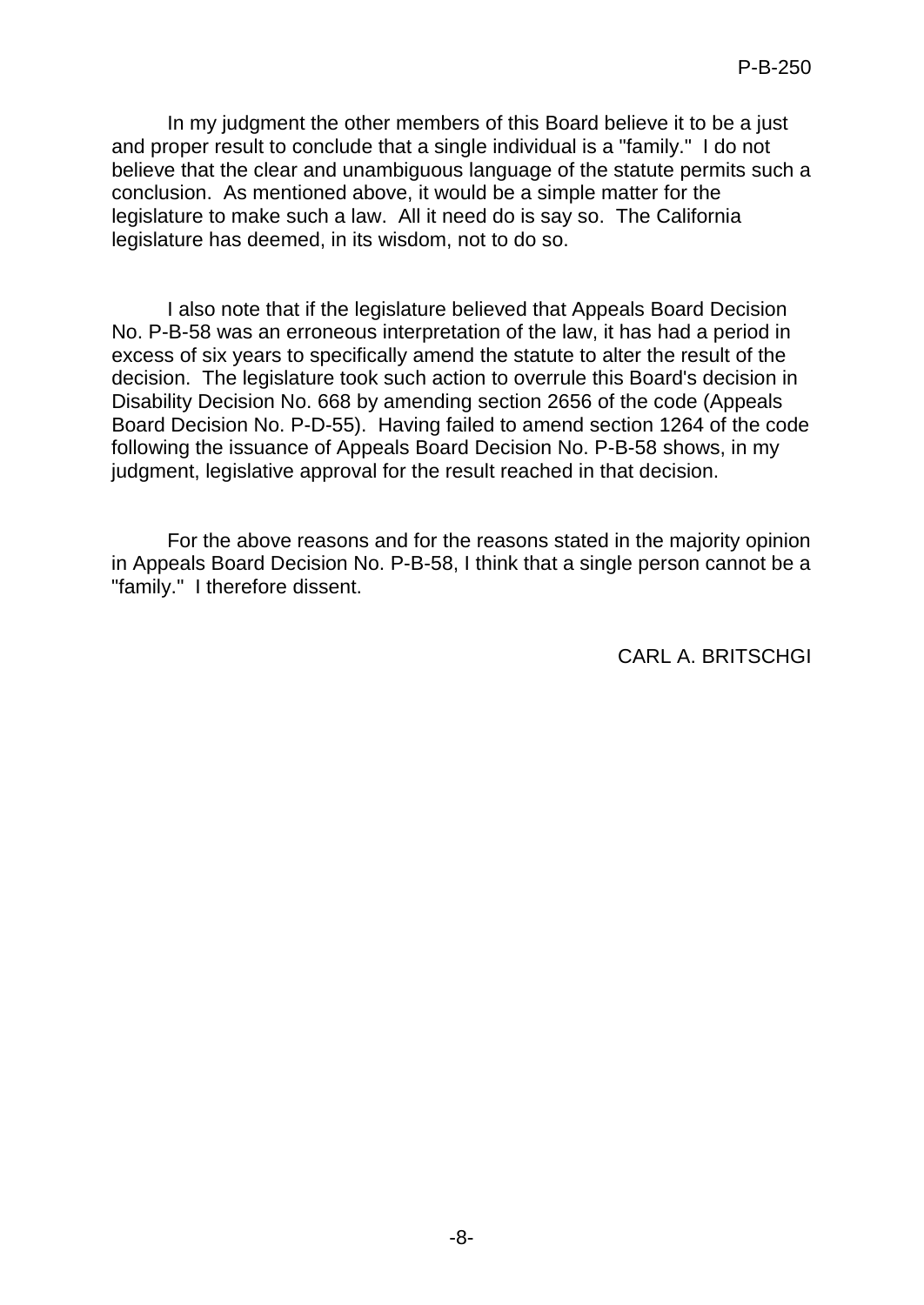In my judgment the other members of this Board believe it to be a just and proper result to conclude that a single individual is a "family." I do not believe that the clear and unambiguous language of the statute permits such a conclusion. As mentioned above, it would be a simple matter for the legislature to make such a law. All it need do is say so. The California legislature has deemed, in its wisdom, not to do so.

I also note that if the legislature believed that Appeals Board Decision No. P-B-58 was an erroneous interpretation of the law, it has had a period in excess of six years to specifically amend the statute to alter the result of the decision. The legislature took such action to overrule this Board's decision in Disability Decision No. 668 by amending section 2656 of the code (Appeals Board Decision No. P-D-55). Having failed to amend section 1264 of the code following the issuance of Appeals Board Decision No. P-B-58 shows, in my judgment, legislative approval for the result reached in that decision.

For the above reasons and for the reasons stated in the majority opinion in Appeals Board Decision No. P-B-58, I think that a single person cannot be a "family." I therefore dissent.

CARL A. BRITSCHGI